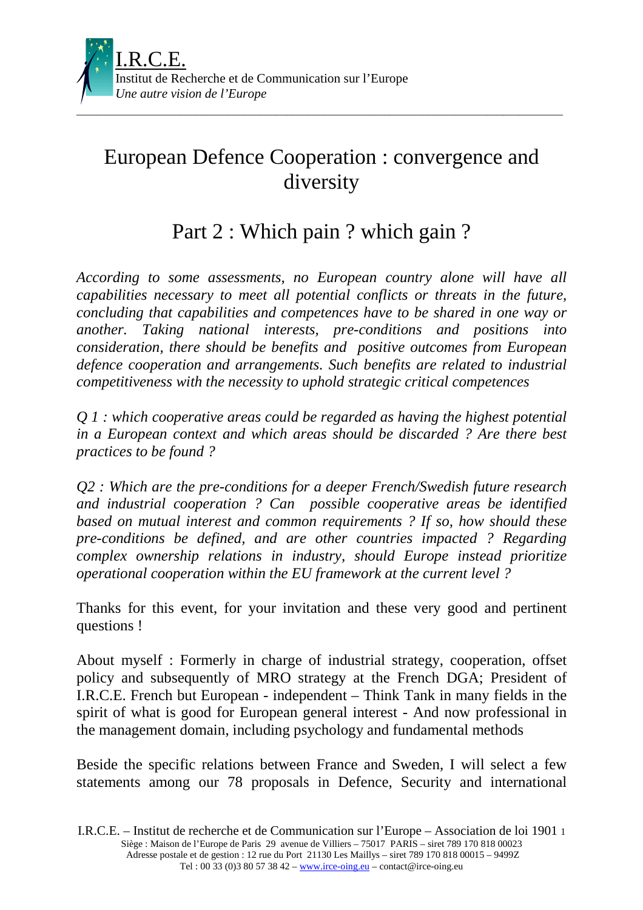I.R.C.E.
Institut de Recherche et de Communication sur l'Europe
*Une autre vision de l'Europe*

---

# European Defence Cooperation : convergence and diversity

## Part 2 : Which pain ? which gain ?

*According to some assessments, no European country alone will have all capabilities necessary to meet all potential conflicts or threats in the future, concluding that capabilities and competences have to be shared in one way or another. Taking national interests, pre-conditions and positions into consideration, there should be benefits and positive outcomes from European defence cooperation and arrangements. Such benefits are related to industrial competitiveness with the necessity to uphold strategic critical competences*

*Q 1 : which cooperative areas could be regarded as having the highest potential in a European context and which areas should be discarded ? Are there best practices to be found ?*

*Q2 : Which are the pre-conditions for a deeper French/Swedish future research and industrial cooperation ? Can possible cooperative areas be identified based on mutual interest and common requirements ? If so, how should these pre-conditions be defined, and are other countries impacted ? Regarding complex ownership relations in industry, should Europe instead prioritize operational cooperation within the EU framework at the current level ?*

Thanks for this event, for your invitation and these very good and pertinent questions !

About myself : Formerly in charge of industrial strategy, cooperation, offset policy and subsequently of MRO strategy at the French DGA; President of I.R.C.E. French but European - independent – Think Tank in many fields in the spirit of what is good for European general interest - And now professional in the management domain, including psychology and fundamental methods

Beside the specific relations between France and Sweden, I will select a few statements among our 78 proposals in Defence, Security and international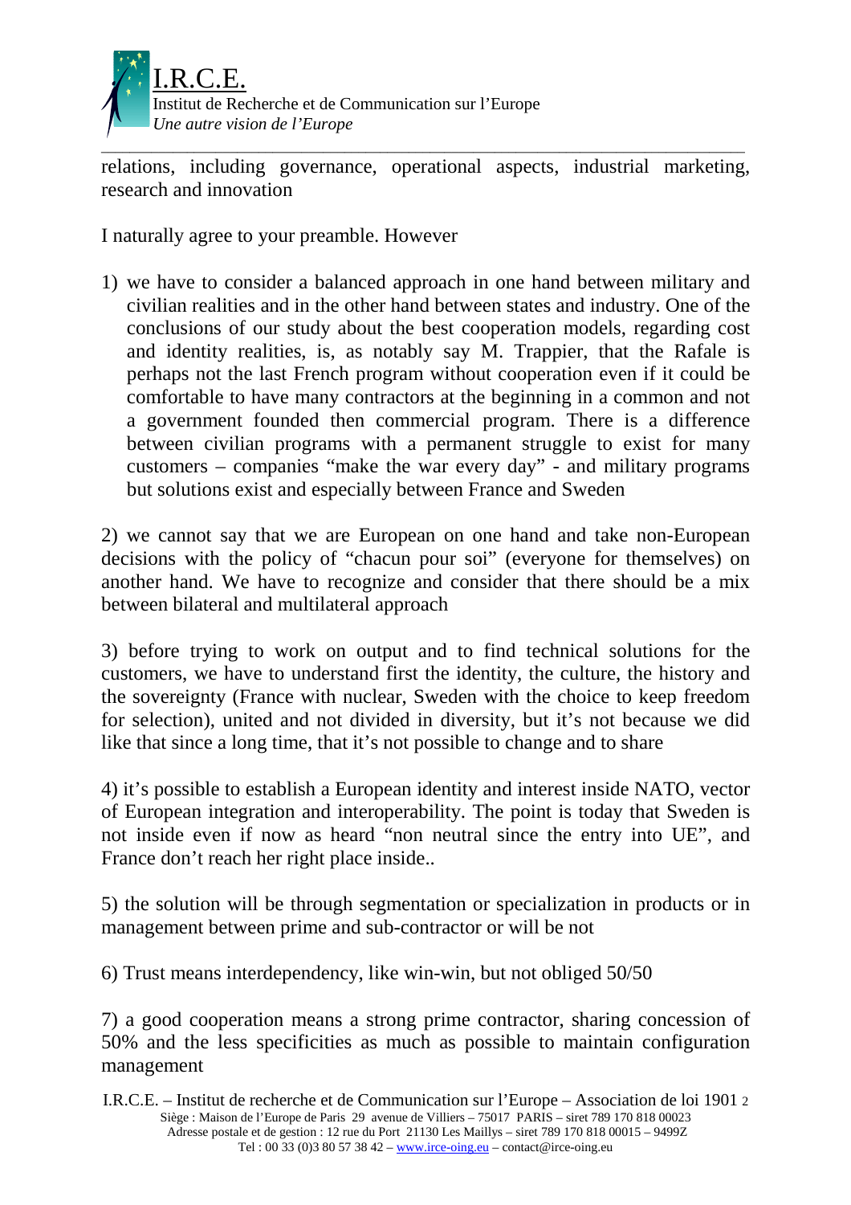relations, including governance, operational aspects, industrial marketing, research and innovation

I naturally agree to your preamble. However

1) we have to consider a balanced approach in one hand between military and civilian realities and in the other hand between states and industry. One of the conclusions of our study about the best cooperation models, regarding cost and identity realities, is, as notably say M. Trappier, that the Rafale is perhaps not the last French program without cooperation even if it could be comfortable to have many contractors at the beginning in a common and not a government founded then commercial program. There is a difference between civilian programs with a permanent struggle to exist for many customers – companies "make the war every day" - and military programs but solutions exist and especially between France and Sweden

2) we cannot say that we are European on one hand and take non-European decisions with the policy of "chacun pour soi" (everyone for themselves) on another hand. We have to recognize and consider that there should be a mix between bilateral and multilateral approach

3) before trying to work on output and to find technical solutions for the customers, we have to understand first the identity, the culture, the history and the sovereignty (France with nuclear, Sweden with the choice to keep freedom for selection), united and not divided in diversity, but it's not because we did like that since a long time, that it's not possible to change and to share

4) it's possible to establish a European identity and interest inside NATO, vector of European integration and interoperability. The point is today that Sweden is not inside even if now as heard "non neutral since the entry into UE", and France don't reach her right place inside..

5) the solution will be through segmentation or specialization in products or in management between prime and sub-contractor or will be not

6) Trust means interdependency, like win-win, but not obliged 50/50

7) a good cooperation means a strong prime contractor, sharing concession of 50% and the less specificities as much as possible to maintain configuration management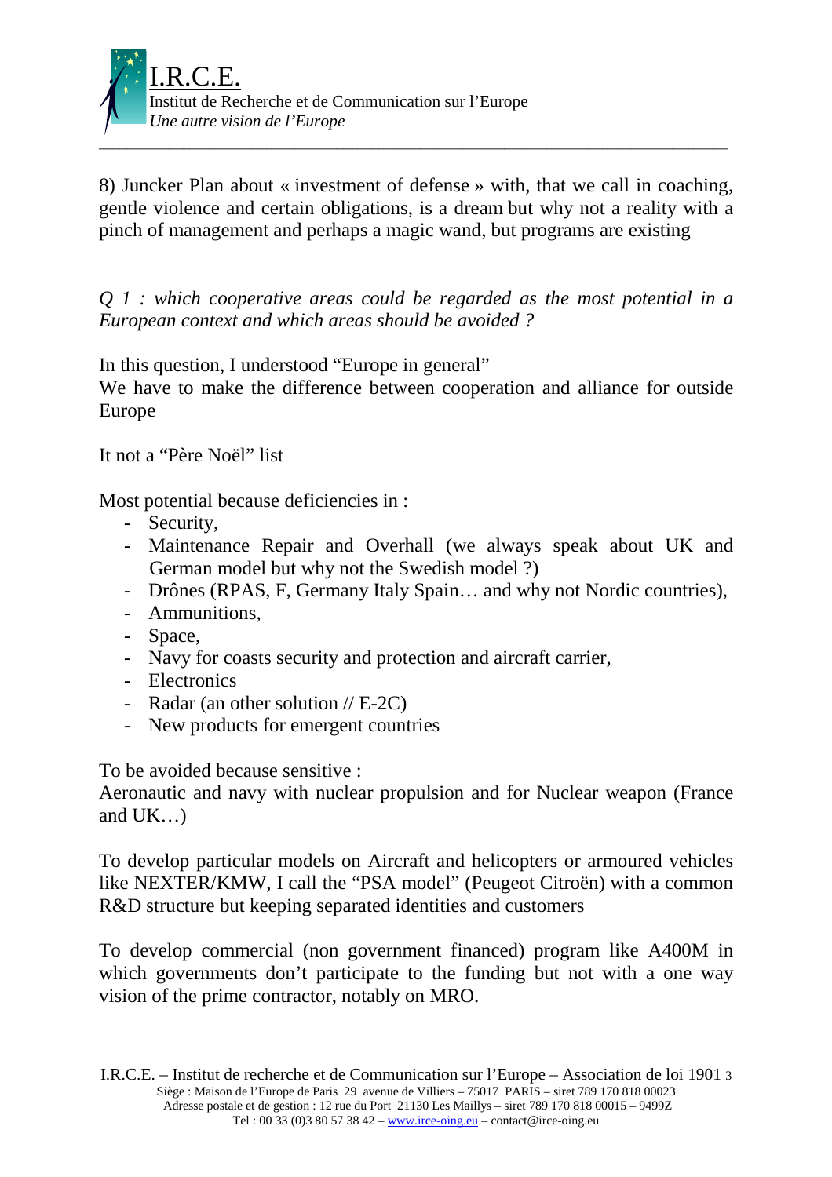8) Juncker Plan about « investment of defense » with, that we call in coaching, gentle violence and certain obligations, is a dream but why not a reality with a pinch of management and perhaps a magic wand, but programs are existing

*Q 1 : which cooperative areas could be regarded as the most potential in a European context and which areas should be avoided ?*

In this question, I understood "Europe in general"
We have to make the difference between cooperation and alliance for outside Europe

It not a "Père Noël" list

Most potential because deficiencies in :

- Security,
- Maintenance Repair and Overhall (we always speak about UK and German model but why not the Swedish model ?)
- Drônes (RPAS, F, Germany Italy Spain… and why not Nordic countries),
- Ammunitions,
- Space,
- Navy for coasts security and protection and aircraft carrier,
- Electronics
- Radar (an other solution // E-2C)
- New products for emergent countries

To be avoided because sensitive :
Aeronautic and navy with nuclear propulsion and for Nuclear weapon (France and UK…)

To develop particular models on Aircraft and helicopters or armoured vehicles like NEXTER/KMW, I call the "PSA model" (Peugeot Citroën) with a common R&D structure but keeping separated identities and customers

To develop commercial (non government financed) program like A400M in which governments don't participate to the funding but not with a one way vision of the prime contractor, notably on MRO.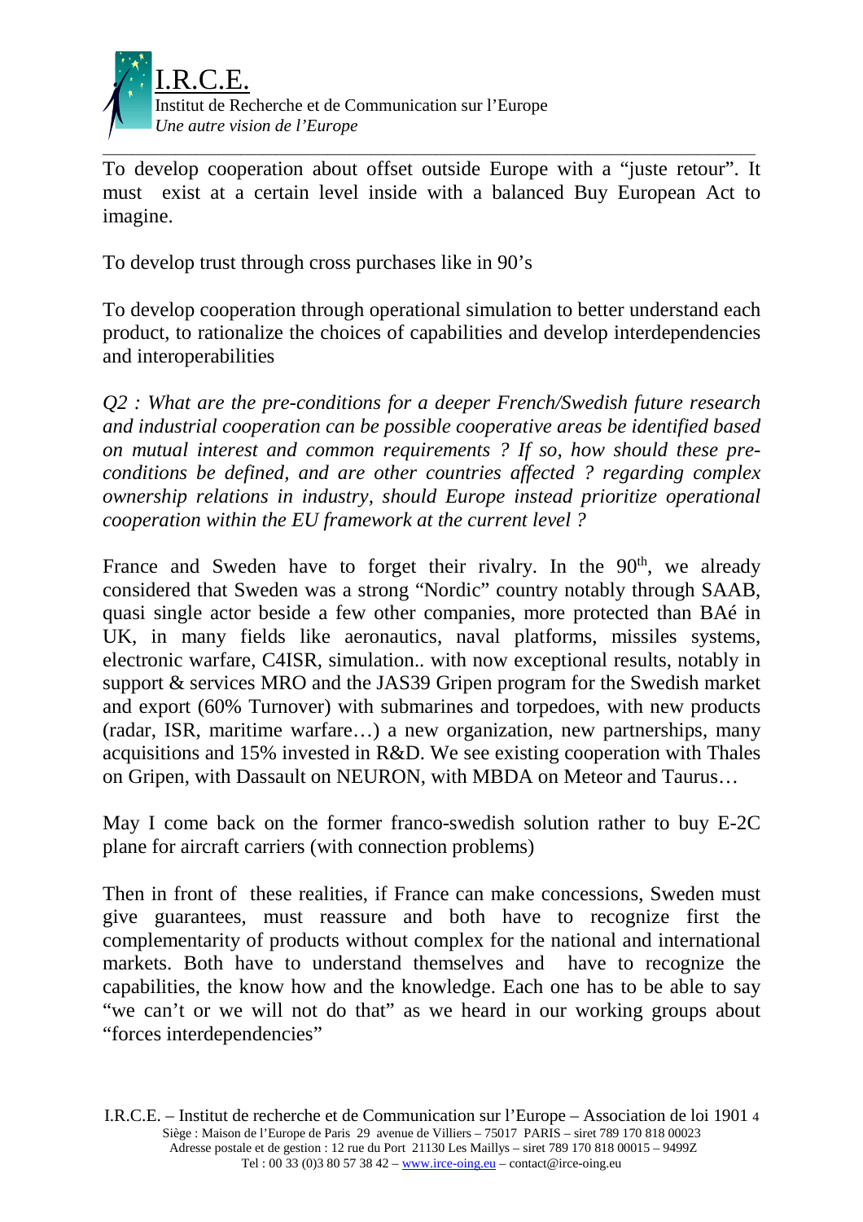To develop cooperation about offset outside Europe with a “juste retour”. It must exist at a certain level inside with a balanced Buy European Act to imagine.

To develop trust through cross purchases like in 90’s

To develop cooperation through operational simulation to better understand each product, to rationalize the choices of capabilities and develop interdependencies and interoperabilities

*Q2 : What are the pre-conditions for a deeper French/Swedish future research and industrial cooperation can be possible cooperative areas be identified based on mutual interest and common requirements ? If so, how should these pre-conditions be defined, and are other countries affected ? regarding complex ownership relations in industry, should Europe instead prioritize operational cooperation within the EU framework at the current level ?*

France and Sweden have to forget their rivalry. In the 90th, we already considered that Sweden was a strong “Nordic” country notably through SAAB, quasi single actor beside a few other companies, more protected than BAé in UK, in many fields like aeronautics, naval platforms, missiles systems, electronic warfare, C4ISR, simulation.. with now exceptional results, notably in support & services MRO and the JAS39 Gripen program for the Swedish market and export (60% Turnover) with submarines and torpedoes, with new products (radar, ISR, maritime warfare…) a new organization, new partnerships, many acquisitions and 15% invested in R&D. We see existing cooperation with Thales on Gripen, with Dassault on NEURON, with MBDA on Meteor and Taurus…

May I come back on the former franco-swedish solution rather to buy E-2C plane for aircraft carriers (with connection problems)

Then in front of these realities, if France can make concessions, Sweden must give guarantees, must reassure and both have to recognize first the complementarity of products without complex for the national and international markets. Both have to understand themselves and have to recognize the capabilities, the know how and the knowledge. Each one has to be able to say “we can’t or we will not do that” as we heard in our working groups about “forces interdependencies”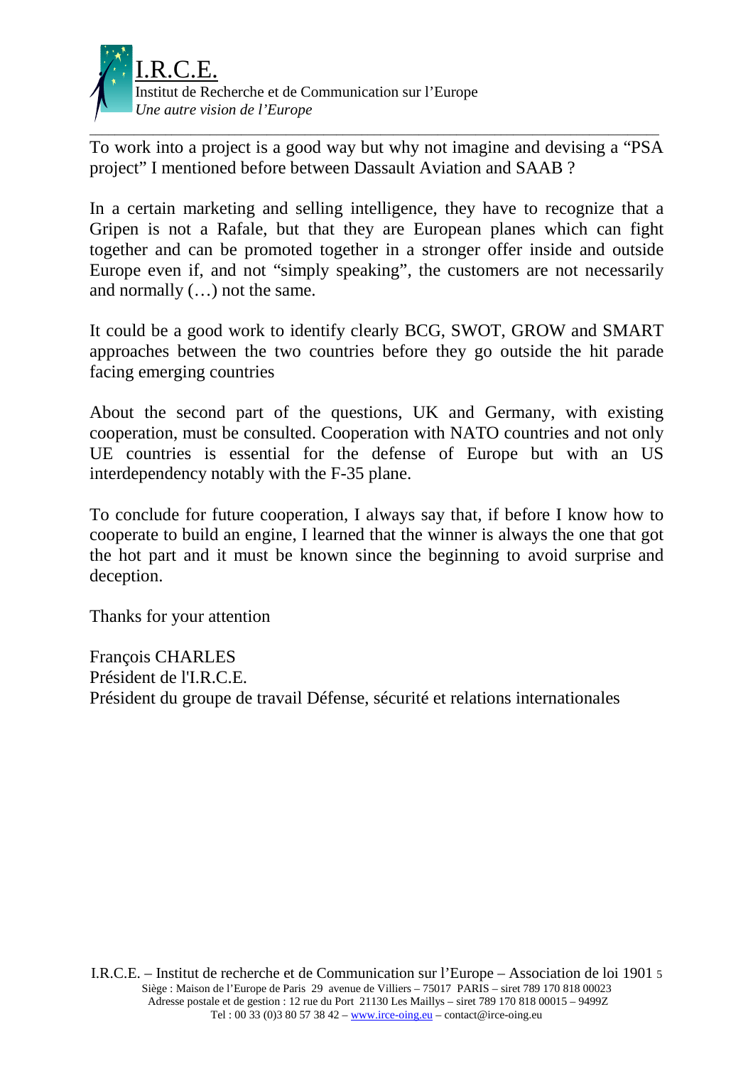To work into a project is a good way but why not imagine and devising a "PSA project" I mentioned before between Dassault Aviation and SAAB ?

In a certain marketing and selling intelligence, they have to recognize that a Gripen is not a Rafale, but that they are European planes which can fight together and can be promoted together in a stronger offer inside and outside Europe even if, and not "simply speaking", the customers are not necessarily and normally (…) not the same.

It could be a good work to identify clearly BCG, SWOT, GROW and SMART approaches between the two countries before they go outside the hit parade facing emerging countries

About the second part of the questions, UK and Germany, with existing cooperation, must be consulted. Cooperation with NATO countries and not only UE countries is essential for the defense of Europe but with an US interdependency notably with the F-35 plane.

To conclude for future cooperation, I always say that, if before I know how to cooperate to build an engine, I learned that the winner is always the one that got the hot part and it must be known since the beginning to avoid surprise and deception.

Thanks for your attention

François CHARLES
Président de l'I.R.C.E.
Président du groupe de travail Défense, sécurité et relations internationales